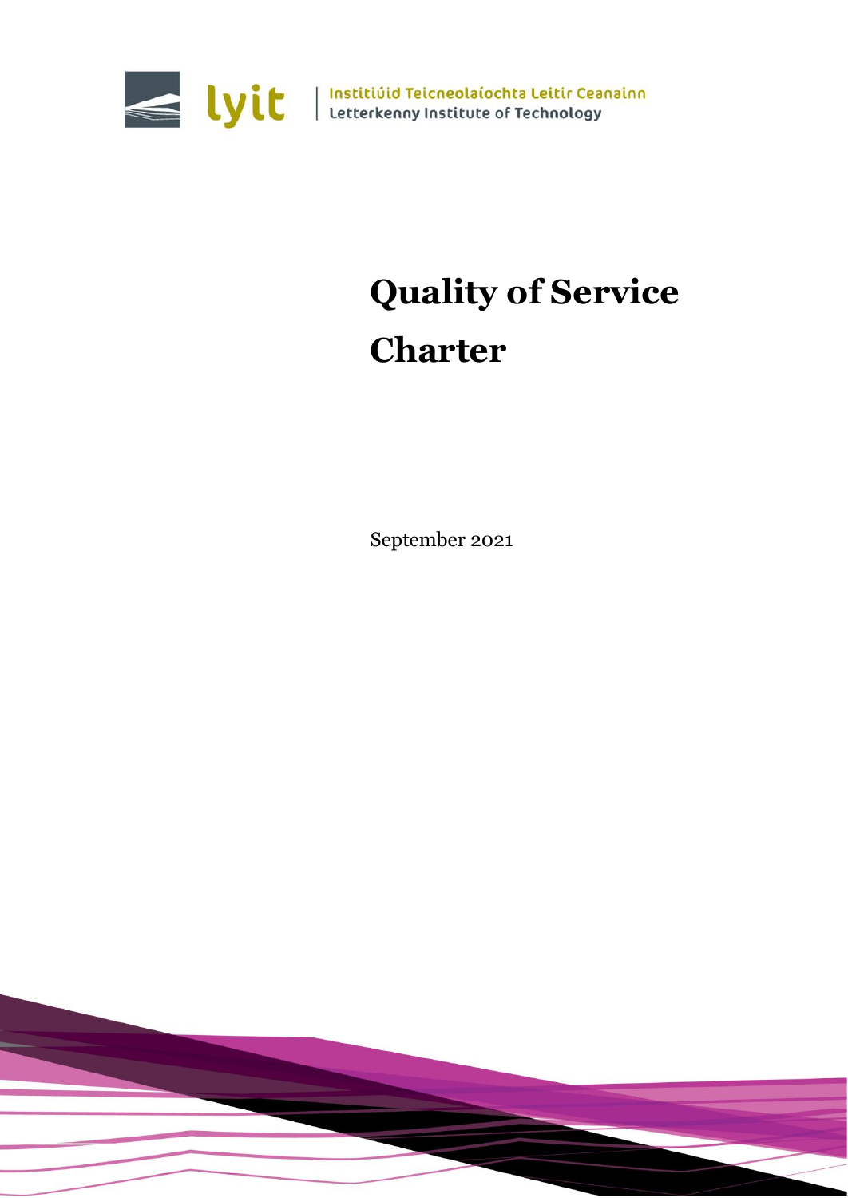lyit | Institiúid Teicneolaíochta Leitir Ceanainn
Letterkenny Institute of Technology

# Quality of Service Charter

September 2021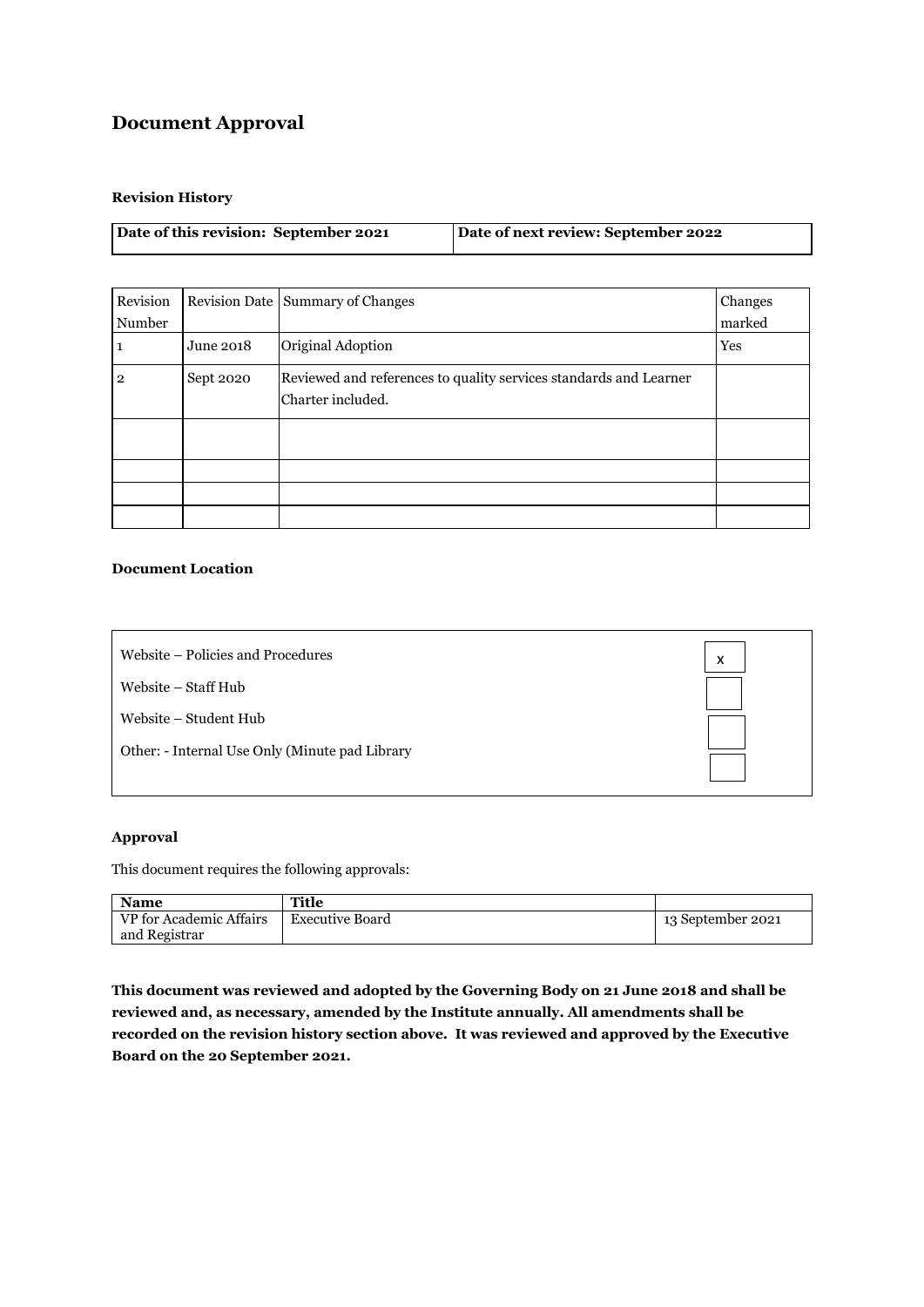# Document Approval

**Revision History**

| Date of this revision: September 2021 | Date of next review: September 2022 |
|---|---|

| Revision Number | Revision Date | Summary of Changes | Changes marked |
|---|---|---|---|
| 1 | June 2018 | Original Adoption | Yes |
| 2 | Sept 2020 | Reviewed and references to quality services standards and Learner Charter included. | |
| | | | |
| | | | |
| | | | |
| | | | |

**Document Location**

| | |
|---|---|
| Website – Policies and Procedures | x |
| Website – Staff Hub | |
| Website – Student Hub | |
| Other: - Internal Use Only (Minute pad Library | |

**Approval**

This document requires the following approvals:

| Name | Title | |
|---|---|---|
| VP for Academic Affairs and Registrar | Executive Board | 13 September 2021 |

**This document was reviewed and adopted by the Governing Body on 21 June 2018 and shall be reviewed and, as necessary, amended by the Institute annually. All amendments shall be recorded on the revision history section above. It was reviewed and approved by the Executive Board on the 20 September 2021.**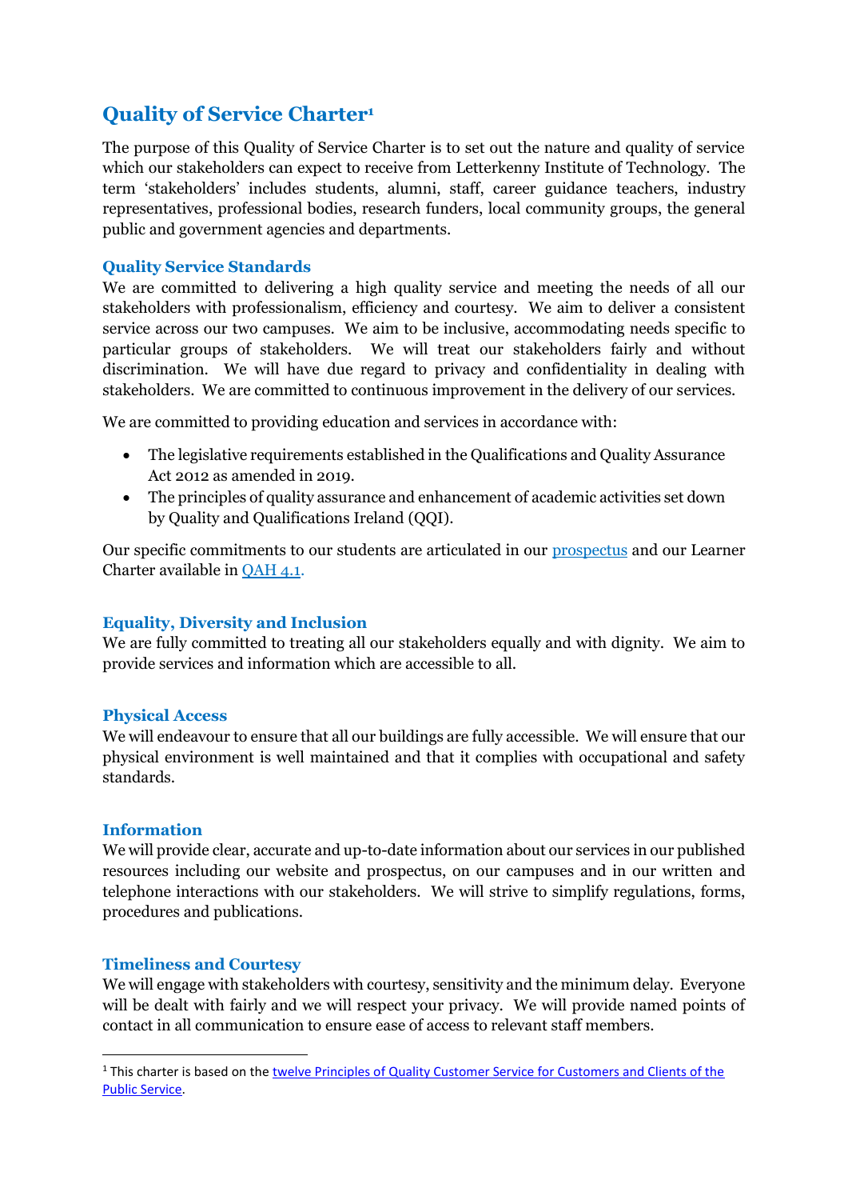## Quality of Service Charter[1]

The purpose of this Quality of Service Charter is to set out the nature and quality of service which our stakeholders can expect to receive from Letterkenny Institute of Technology. The term 'stakeholders' includes students, alumni, staff, career guidance teachers, industry representatives, professional bodies, research funders, local community groups, the general public and government agencies and departments.

### Quality Service Standards

We are committed to delivering a high quality service and meeting the needs of all our stakeholders with professionalism, efficiency and courtesy. We aim to deliver a consistent service across our two campuses. We aim to be inclusive, accommodating needs specific to particular groups of stakeholders. We will treat our stakeholders fairly and without discrimination. We will have due regard to privacy and confidentiality in dealing with stakeholders. We are committed to continuous improvement in the delivery of our services.

We are committed to providing education and services in accordance with:

- The legislative requirements established in the Qualifications and Quality Assurance Act 2012 as amended in 2019.
- The principles of quality assurance and enhancement of academic activities set down by Quality and Qualifications Ireland (QQI).

Our specific commitments to our students are articulated in our prospectus and our Learner Charter available in QAH 4.1.

### Equality, Diversity and Inclusion

We are fully committed to treating all our stakeholders equally and with dignity. We aim to provide services and information which are accessible to all.

### Physical Access

We will endeavour to ensure that all our buildings are fully accessible. We will ensure that our physical environment is well maintained and that it complies with occupational and safety standards.

### Information

We will provide clear, accurate and up-to-date information about our services in our published resources including our website and prospectus, on our campuses and in our written and telephone interactions with our stakeholders. We will strive to simplify regulations, forms, procedures and publications.

### Timeliness and Courtesy

We will engage with stakeholders with courtesy, sensitivity and the minimum delay. Everyone will be dealt with fairly and we will respect your privacy. We will provide named points of contact in all communication to ensure ease of access to relevant staff members.

---

[1] This charter is based on the twelve Principles of Quality Customer Service for Customers and Clients of the Public Service.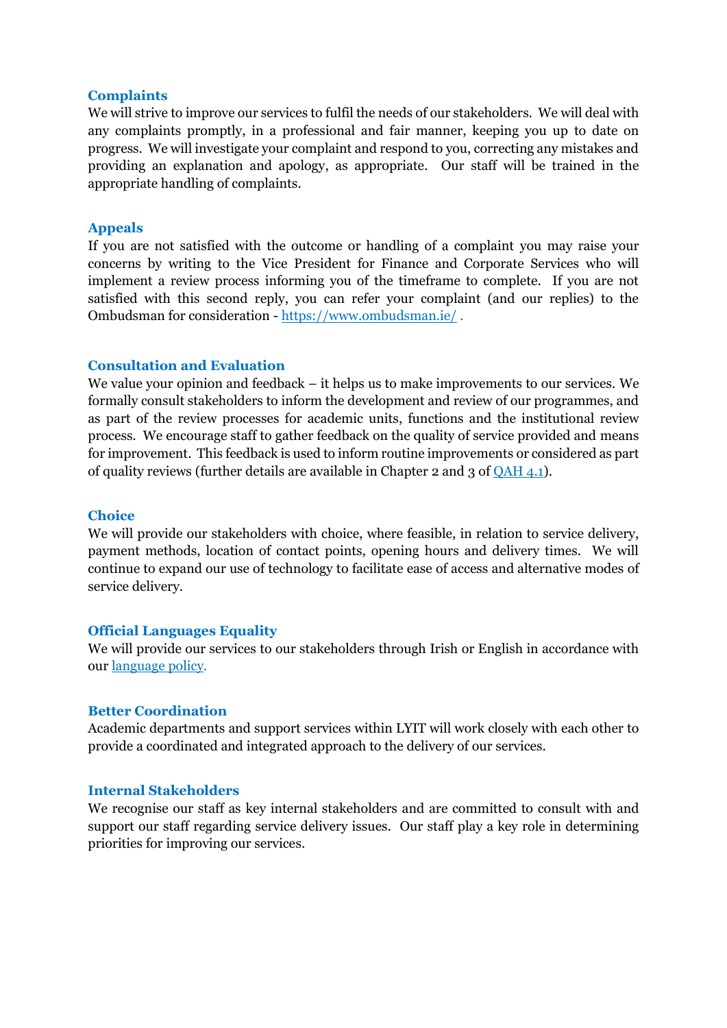### Complaints

We will strive to improve our services to fulfil the needs of our stakeholders. We will deal with any complaints promptly, in a professional and fair manner, keeping you up to date on progress. We will investigate your complaint and respond to you, correcting any mistakes and providing an explanation and apology, as appropriate. Our staff will be trained in the appropriate handling of complaints.

### Appeals

If you are not satisfied with the outcome or handling of a complaint you may raise your concerns by writing to the Vice President for Finance and Corporate Services who will implement a review process informing you of the timeframe to complete. If you are not satisfied with this second reply, you can refer your complaint (and our replies) to the Ombudsman for consideration - [https://www.ombudsman.ie/](https://www.ombudsman.ie/) .

### Consultation and Evaluation

We value your opinion and feedback – it helps us to make improvements to our services. We formally consult stakeholders to inform the development and review of our programmes, and as part of the review processes for academic units, functions and the institutional review process. We encourage staff to gather feedback on the quality of service provided and means for improvement. This feedback is used to inform routine improvements or considered as part of quality reviews (further details are available in Chapter 2 and 3 of QAH 4.1).

### Choice

We will provide our stakeholders with choice, where feasible, in relation to service delivery, payment methods, location of contact points, opening hours and delivery times. We will continue to expand our use of technology to facilitate ease of access and alternative modes of service delivery.

### Official Languages Equality

We will provide our services to our stakeholders through Irish or English in accordance with our language policy.

### Better Coordination

Academic departments and support services within LYIT will work closely with each other to provide a coordinated and integrated approach to the delivery of our services.

### Internal Stakeholders

We recognise our staff as key internal stakeholders and are committed to consult with and support our staff regarding service delivery issues. Our staff play a key role in determining priorities for improving our services.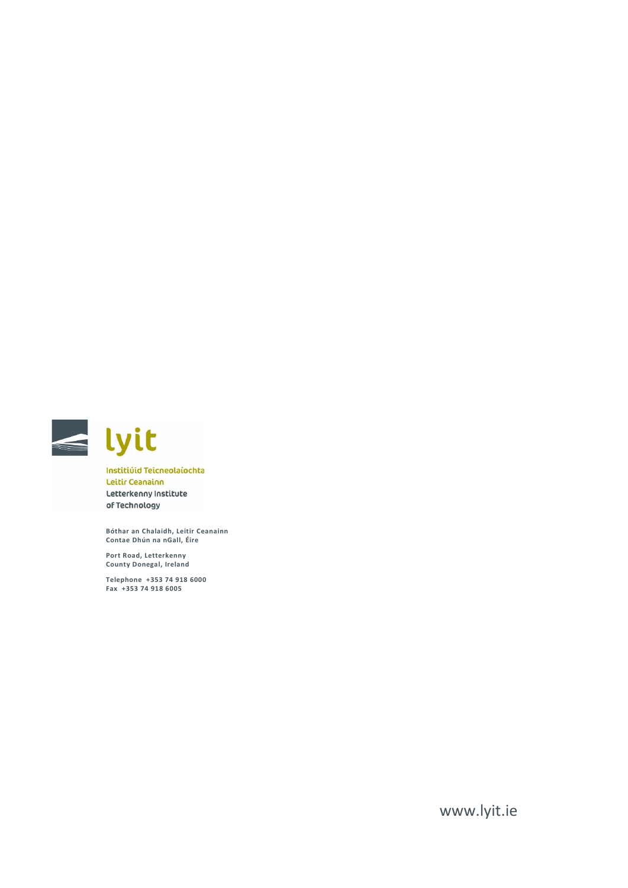lyit

Institiúid Teicneolaíochta
Leitir Ceanainn
Letterkenny Institute
of Technology

Bóthar an Chalaidh, Leitir Ceanainn
Contae Dhún na nGall, Éire

Port Road, Letterkenny
County Donegal, Ireland

Telephone +353 74 918 6000
Fax +353 74 918 6005

www.lyit.ie